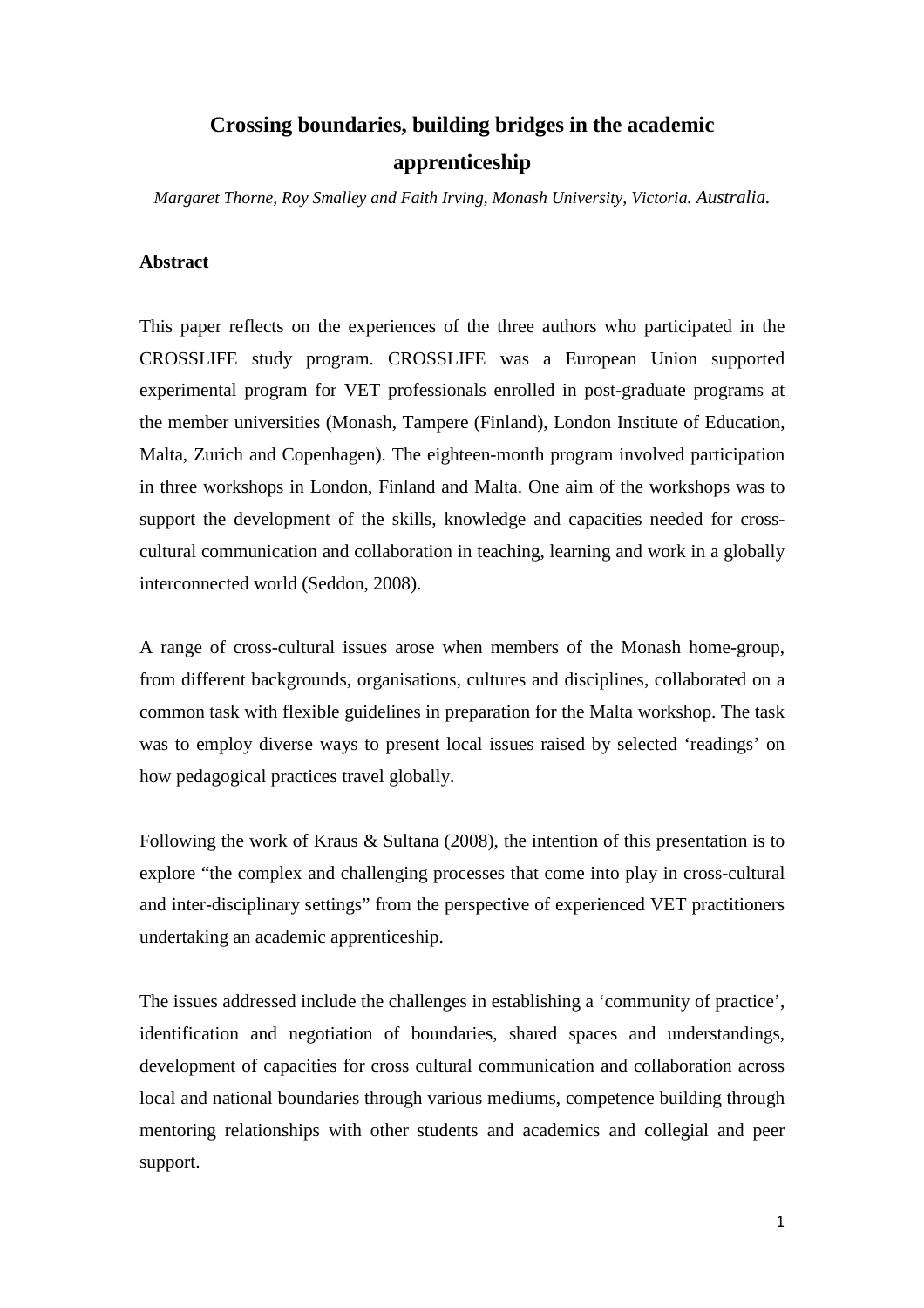# Crossing boundaries, building bridges in the academic apprenticeship

*Margaret Thorne, Roy Smalley and Faith Irving, Monash University, Victoria. Australia.*

**Abstract**

This paper reflects on the experiences of the three authors who participated in the CROSSLIFE study program. CROSSLIFE was a European Union supported experimental program for VET professionals enrolled in post-graduate programs at the member universities (Monash, Tampere (Finland), London Institute of Education, Malta, Zurich and Copenhagen). The eighteen-month program involved participation in three workshops in London, Finland and Malta. One aim of the workshops was to support the development of the skills, knowledge and capacities needed for cross-cultural communication and collaboration in teaching, learning and work in a globally interconnected world (Seddon, 2008).

A range of cross-cultural issues arose when members of the Monash home-group, from different backgrounds, organisations, cultures and disciplines, collaborated on a common task with flexible guidelines in preparation for the Malta workshop. The task was to employ diverse ways to present local issues raised by selected 'readings' on how pedagogical practices travel globally.

Following the work of Kraus & Sultana (2008), the intention of this presentation is to explore "the complex and challenging processes that come into play in cross-cultural and inter-disciplinary settings" from the perspective of experienced VET practitioners undertaking an academic apprenticeship.

The issues addressed include the challenges in establishing a 'community of practice', identification and negotiation of boundaries, shared spaces and understandings, development of capacities for cross cultural communication and collaboration across local and national boundaries through various mediums, competence building through mentoring relationships with other students and academics and collegial and peer support.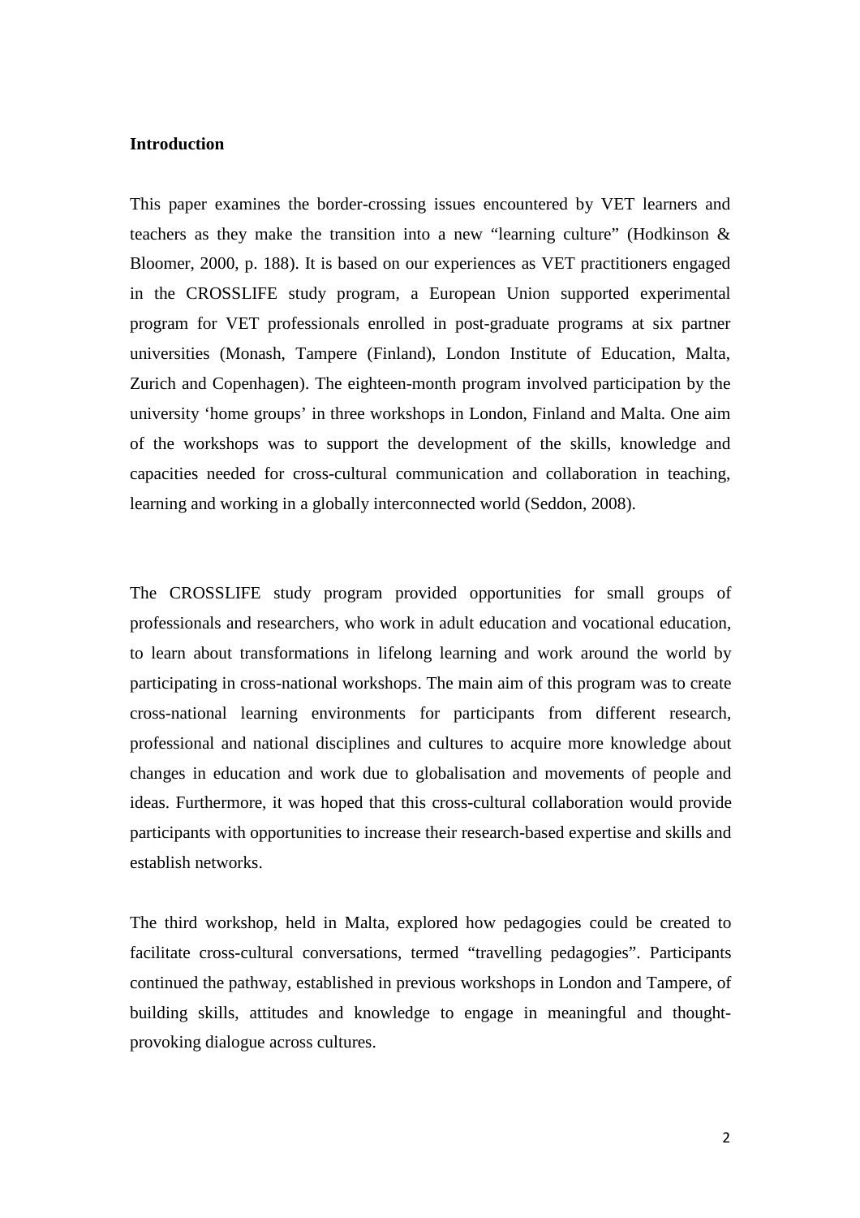**Introduction**

This paper examines the border-crossing issues encountered by VET learners and teachers as they make the transition into a new “learning culture” (Hodkinson & Bloomer, 2000, p. 188). It is based on our experiences as VET practitioners engaged in the CROSSLIFE study program, a European Union supported experimental program for VET professionals enrolled in post-graduate programs at six partner universities (Monash, Tampere (Finland), London Institute of Education, Malta, Zurich and Copenhagen). The eighteen-month program involved participation by the university ‘home groups’ in three workshops in London, Finland and Malta. One aim of the workshops was to support the development of the skills, knowledge and capacities needed for cross-cultural communication and collaboration in teaching, learning and working in a globally interconnected world (Seddon, 2008).

The CROSSLIFE study program provided opportunities for small groups of professionals and researchers, who work in adult education and vocational education, to learn about transformations in lifelong learning and work around the world by participating in cross-national workshops. The main aim of this program was to create cross-national learning environments for participants from different research, professional and national disciplines and cultures to acquire more knowledge about changes in education and work due to globalisation and movements of people and ideas. Furthermore, it was hoped that this cross-cultural collaboration would provide participants with opportunities to increase their research-based expertise and skills and establish networks.

The third workshop, held in Malta, explored how pedagogies could be created to facilitate cross-cultural conversations, termed “travelling pedagogies”. Participants continued the pathway, established in previous workshops in London and Tampere, of building skills, attitudes and knowledge to engage in meaningful and thought-provoking dialogue across cultures.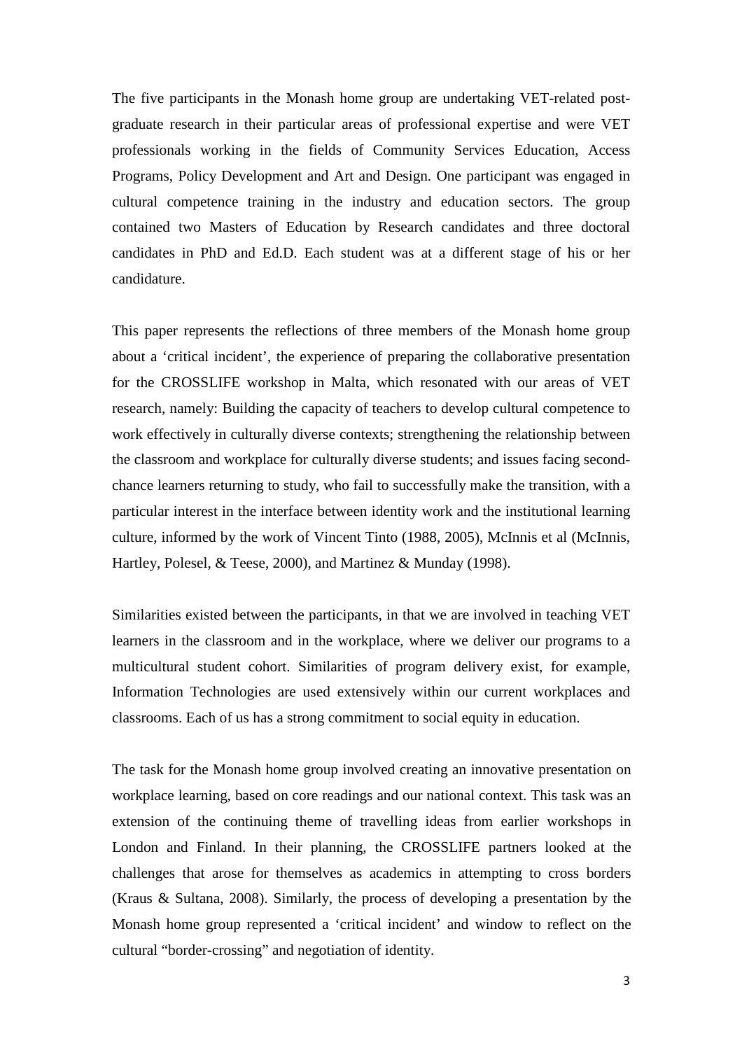The five participants in the Monash home group are undertaking VET-related post-graduate research in their particular areas of professional expertise and were VET professionals working in the fields of Community Services Education, Access Programs, Policy Development and Art and Design. One participant was engaged in cultural competence training in the industry and education sectors. The group contained two Masters of Education by Research candidates and three doctoral candidates in PhD and Ed.D. Each student was at a different stage of his or her candidature.

This paper represents the reflections of three members of the Monash home group about a 'critical incident', the experience of preparing the collaborative presentation for the CROSSLIFE workshop in Malta, which resonated with our areas of VET research, namely: Building the capacity of teachers to develop cultural competence to work effectively in culturally diverse contexts; strengthening the relationship between the classroom and workplace for culturally diverse students; and issues facing second-chance learners returning to study, who fail to successfully make the transition, with a particular interest in the interface between identity work and the institutional learning culture, informed by the work of Vincent Tinto (1988, 2005), McInnis et al (McInnis, Hartley, Polesel, & Teese, 2000), and Martinez & Munday (1998).

Similarities existed between the participants, in that we are involved in teaching VET learners in the classroom and in the workplace, where we deliver our programs to a multicultural student cohort. Similarities of program delivery exist, for example, Information Technologies are used extensively within our current workplaces and classrooms. Each of us has a strong commitment to social equity in education.

The task for the Monash home group involved creating an innovative presentation on workplace learning, based on core readings and our national context. This task was an extension of the continuing theme of travelling ideas from earlier workshops in London and Finland. In their planning, the CROSSLIFE partners looked at the challenges that arose for themselves as academics in attempting to cross borders (Kraus & Sultana, 2008). Similarly, the process of developing a presentation by the Monash home group represented a 'critical incident' and window to reflect on the cultural "border-crossing" and negotiation of identity.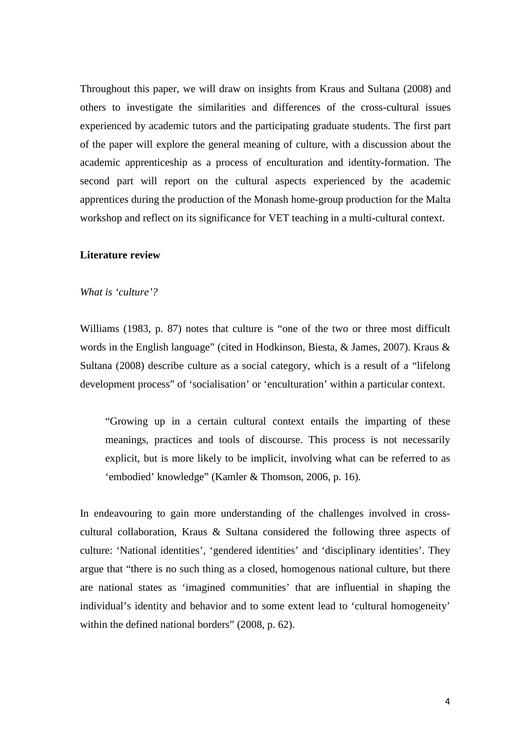Throughout this paper, we will draw on insights from Kraus and Sultana (2008) and others to investigate the similarities and differences of the cross-cultural issues experienced by academic tutors and the participating graduate students. The first part of the paper will explore the general meaning of culture, with a discussion about the academic apprenticeship as a process of enculturation and identity-formation. The second part will report on the cultural aspects experienced by the academic apprentices during the production of the Monash home-group production for the Malta workshop and reflect on its significance for VET teaching in a multi-cultural context.

## Literature review

### *What is 'culture'?*

Williams (1983, p. 87) notes that culture is "one of the two or three most difficult words in the English language" (cited in Hodkinson, Biesta, & James, 2007). Kraus & Sultana (2008) describe culture as a social category, which is a result of a "lifelong development process" of 'socialisation' or 'enculturation' within a particular context.

> "Growing up in a certain cultural context entails the imparting of these meanings, practices and tools of discourse. This process is not necessarily explicit, but is more likely to be implicit, involving what can be referred to as 'embodied' knowledge" (Kamler & Thomson, 2006, p. 16).

In endeavouring to gain more understanding of the challenges involved in cross-cultural collaboration, Kraus & Sultana considered the following three aspects of culture: 'National identities', 'gendered identities' and 'disciplinary identities'. They argue that "there is no such thing as a closed, homogenous national culture, but there are national states as 'imagined communities' that are influential in shaping the individual's identity and behavior and to some extent lead to 'cultural homogeneity' within the defined national borders" (2008, p. 62).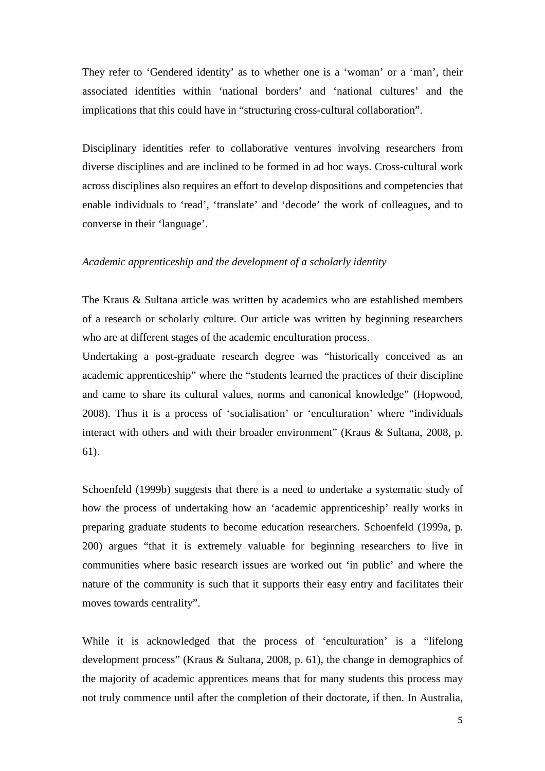They refer to 'Gendered identity' as to whether one is a 'woman' or a 'man', their associated identities within 'national borders' and 'national cultures' and the implications that this could have in "structuring cross-cultural collaboration".

Disciplinary identities refer to collaborative ventures involving researchers from diverse disciplines and are inclined to be formed in ad hoc ways. Cross-cultural work across disciplines also requires an effort to develop dispositions and competencies that enable individuals to 'read', 'translate' and 'decode' the work of colleagues, and to converse in their 'language'.

*Academic apprenticeship and the development of a scholarly identity*

The Kraus & Sultana article was written by academics who are established members of a research or scholarly culture. Our article was written by beginning researchers who are at different stages of the academic enculturation process.

Undertaking a post-graduate research degree was "historically conceived as an academic apprenticeship" where the "students learned the practices of their discipline and came to share its cultural values, norms and canonical knowledge" (Hopwood, 2008). Thus it is a process of 'socialisation' or 'enculturation' where "individuals interact with others and with their broader environment" (Kraus & Sultana, 2008, p. 61).

Schoenfeld (1999b) suggests that there is a need to undertake a systematic study of how the process of undertaking how an 'academic apprenticeship' really works in preparing graduate students to become education researchers. Schoenfeld (1999a, p. 200) argues "that it is extremely valuable for beginning researchers to live in communities where basic research issues are worked out 'in public' and where the nature of the community is such that it supports their easy entry and facilitates their moves towards centrality".

While it is acknowledged that the process of 'enculturation' is a "lifelong development process" (Kraus & Sultana, 2008, p. 61), the change in demographics of the majority of academic apprentices means that for many students this process may not truly commence until after the completion of their doctorate, if then. In Australia,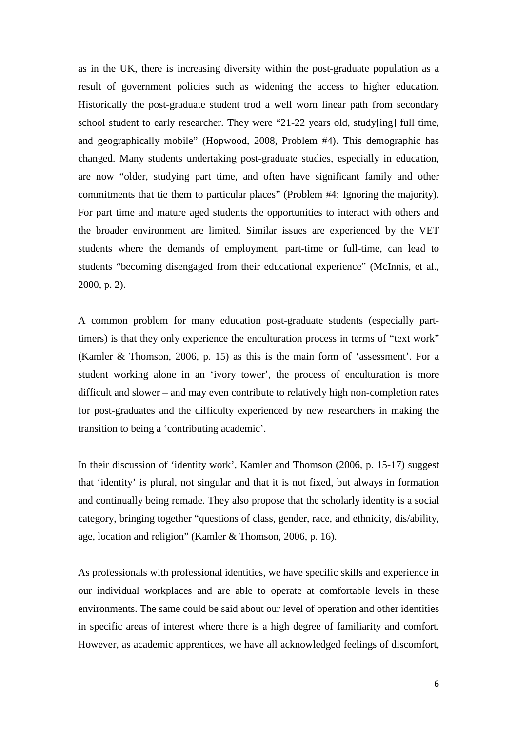as in the UK, there is increasing diversity within the post-graduate population as a result of government policies such as widening the access to higher education. Historically the post-graduate student trod a well worn linear path from secondary school student to early researcher. They were “21-22 years old, study[ing] full time, and geographically mobile” (Hopwood, 2008, Problem #4). This demographic has changed. Many students undertaking post-graduate studies, especially in education, are now “older, studying part time, and often have significant family and other commitments that tie them to particular places” (Problem #4: Ignoring the majority). For part time and mature aged students the opportunities to interact with others and the broader environment are limited. Similar issues are experienced by the VET students where the demands of employment, part-time or full-time, can lead to students “becoming disengaged from their educational experience” (McInnis, et al., 2000, p. 2).

A common problem for many education post-graduate students (especially part-timers) is that they only experience the enculturation process in terms of “text work” (Kamler & Thomson, 2006, p. 15) as this is the main form of ‘assessment’. For a student working alone in an ‘ivory tower’, the process of enculturation is more difficult and slower – and may even contribute to relatively high non-completion rates for post-graduates and the difficulty experienced by new researchers in making the transition to being a ‘contributing academic’.

In their discussion of ‘identity work’, Kamler and Thomson (2006, p. 15-17) suggest that ‘identity’ is plural, not singular and that it is not fixed, but always in formation and continually being remade. They also propose that the scholarly identity is a social category, bringing together “questions of class, gender, race, and ethnicity, dis/ability, age, location and religion” (Kamler & Thomson, 2006, p. 16).

As professionals with professional identities, we have specific skills and experience in our individual workplaces and are able to operate at comfortable levels in these environments. The same could be said about our level of operation and other identities in specific areas of interest where there is a high degree of familiarity and comfort. However, as academic apprentices, we have all acknowledged feelings of discomfort,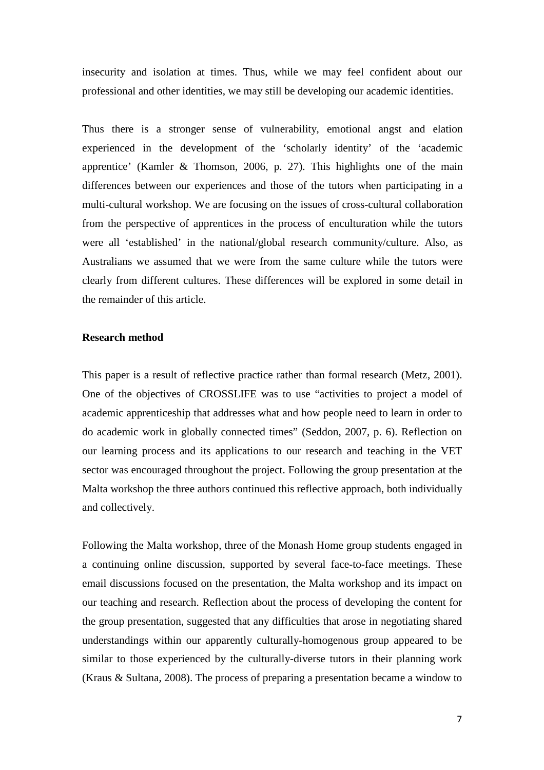insecurity and isolation at times. Thus, while we may feel confident about our professional and other identities, we may still be developing our academic identities.

Thus there is a stronger sense of vulnerability, emotional angst and elation experienced in the development of the 'scholarly identity' of the 'academic apprentice' (Kamler & Thomson, 2006, p. 27). This highlights one of the main differences between our experiences and those of the tutors when participating in a multi-cultural workshop. We are focusing on the issues of cross-cultural collaboration from the perspective of apprentices in the process of enculturation while the tutors were all 'established' in the national/global research community/culture. Also, as Australians we assumed that we were from the same culture while the tutors were clearly from different cultures. These differences will be explored in some detail in the remainder of this article.

**Research method**

This paper is a result of reflective practice rather than formal research (Metz, 2001). One of the objectives of CROSSLIFE was to use "activities to project a model of academic apprenticeship that addresses what and how people need to learn in order to do academic work in globally connected times" (Seddon, 2007, p. 6). Reflection on our learning process and its applications to our research and teaching in the VET sector was encouraged throughout the project. Following the group presentation at the Malta workshop the three authors continued this reflective approach, both individually and collectively.

Following the Malta workshop, three of the Monash Home group students engaged in a continuing online discussion, supported by several face-to-face meetings. These email discussions focused on the presentation, the Malta workshop and its impact on our teaching and research. Reflection about the process of developing the content for the group presentation, suggested that any difficulties that arose in negotiating shared understandings within our apparently culturally-homogenous group appeared to be similar to those experienced by the culturally-diverse tutors in their planning work (Kraus & Sultana, 2008). The process of preparing a presentation became a window to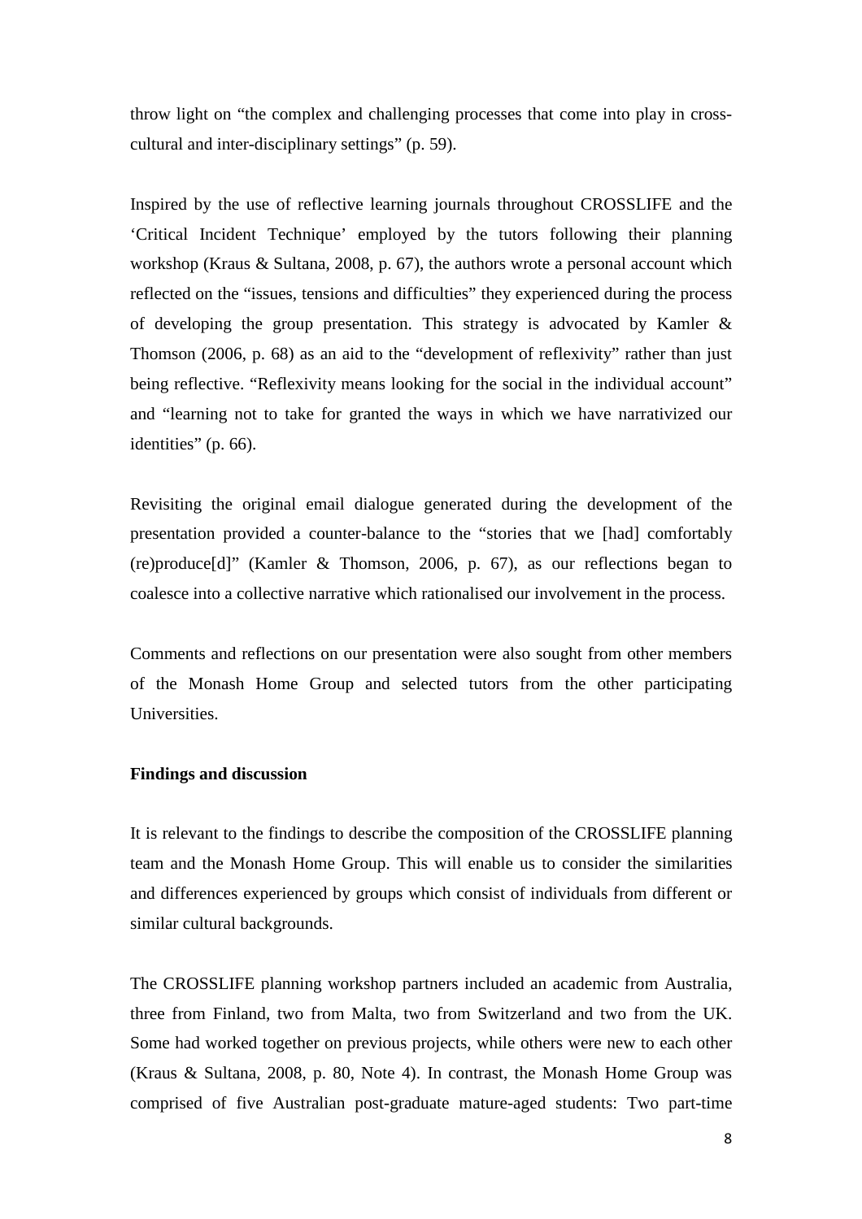throw light on "the complex and challenging processes that come into play in cross-cultural and inter-disciplinary settings" (p. 59).

Inspired by the use of reflective learning journals throughout CROSSLIFE and the 'Critical Incident Technique' employed by the tutors following their planning workshop (Kraus & Sultana, 2008, p. 67), the authors wrote a personal account which reflected on the "issues, tensions and difficulties" they experienced during the process of developing the group presentation. This strategy is advocated by Kamler & Thomson (2006, p. 68) as an aid to the "development of reflexivity" rather than just being reflective. "Reflexivity means looking for the social in the individual account" and "learning not to take for granted the ways in which we have narrativized our identities" (p. 66).

Revisiting the original email dialogue generated during the development of the presentation provided a counter-balance to the "stories that we [had] comfortably (re)produce[d]" (Kamler & Thomson, 2006, p. 67), as our reflections began to coalesce into a collective narrative which rationalised our involvement in the process.

Comments and reflections on our presentation were also sought from other members of the Monash Home Group and selected tutors from the other participating Universities.

**Findings and discussion**

It is relevant to the findings to describe the composition of the CROSSLIFE planning team and the Monash Home Group. This will enable us to consider the similarities and differences experienced by groups which consist of individuals from different or similar cultural backgrounds.

The CROSSLIFE planning workshop partners included an academic from Australia, three from Finland, two from Malta, two from Switzerland and two from the UK. Some had worked together on previous projects, while others were new to each other (Kraus & Sultana, 2008, p. 80, Note 4). In contrast, the Monash Home Group was comprised of five Australian post-graduate mature-aged students: Two part-time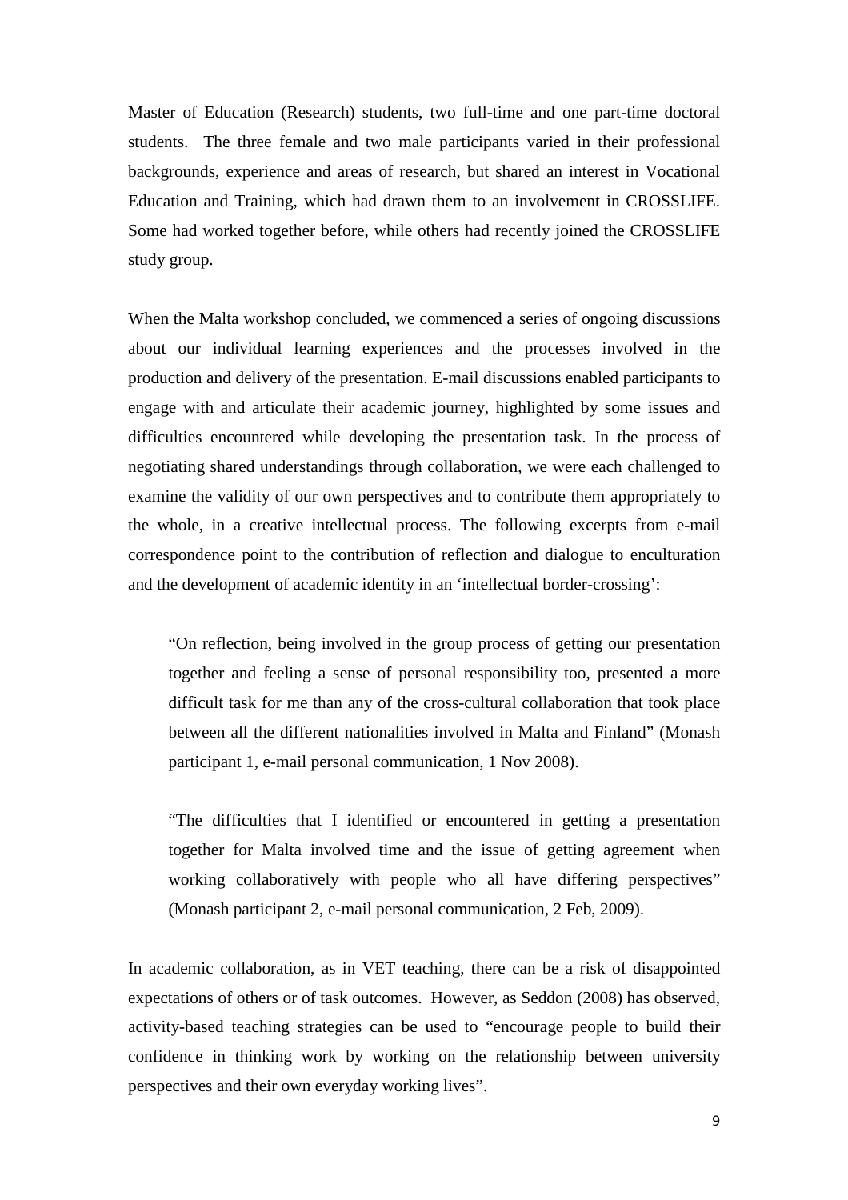Master of Education (Research) students, two full-time and one part-time doctoral students. The three female and two male participants varied in their professional backgrounds, experience and areas of research, but shared an interest in Vocational Education and Training, which had drawn them to an involvement in CROSSLIFE. Some had worked together before, while others had recently joined the CROSSLIFE study group.

When the Malta workshop concluded, we commenced a series of ongoing discussions about our individual learning experiences and the processes involved in the production and delivery of the presentation. E-mail discussions enabled participants to engage with and articulate their academic journey, highlighted by some issues and difficulties encountered while developing the presentation task. In the process of negotiating shared understandings through collaboration, we were each challenged to examine the validity of our own perspectives and to contribute them appropriately to the whole, in a creative intellectual process. The following excerpts from e-mail correspondence point to the contribution of reflection and dialogue to enculturation and the development of academic identity in an 'intellectual border-crossing':

> "On reflection, being involved in the group process of getting our presentation together and feeling a sense of personal responsibility too, presented a more difficult task for me than any of the cross-cultural collaboration that took place between all the different nationalities involved in Malta and Finland" (Monash participant 1, e-mail personal communication, 1 Nov 2008).

> "The difficulties that I identified or encountered in getting a presentation together for Malta involved time and the issue of getting agreement when working collaboratively with people who all have differing perspectives" (Monash participant 2, e-mail personal communication, 2 Feb, 2009).

In academic collaboration, as in VET teaching, there can be a risk of disappointed expectations of others or of task outcomes. However, as Seddon (2008) has observed, activity-based teaching strategies can be used to "encourage people to build their confidence in thinking work by working on the relationship between university perspectives and their own everyday working lives".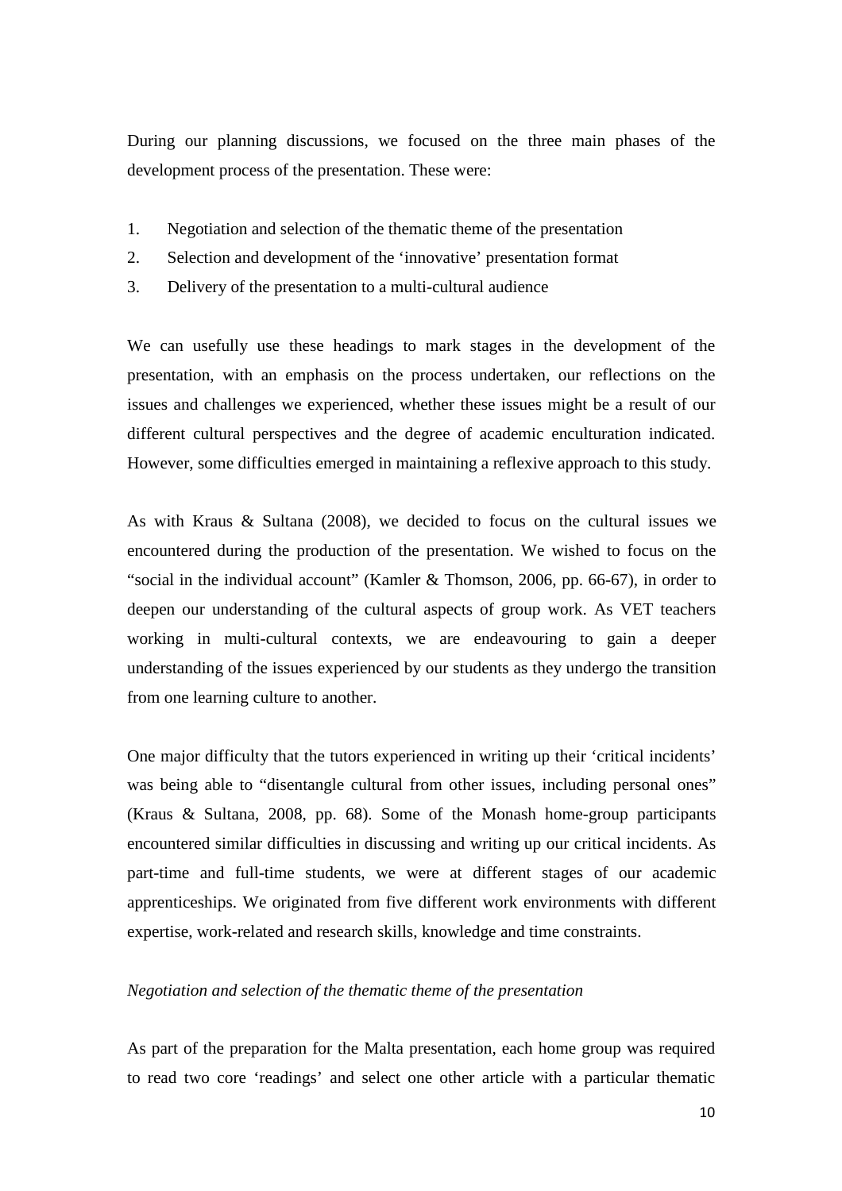During our planning discussions, we focused on the three main phases of the development process of the presentation. These were:

1. Negotiation and selection of the thematic theme of the presentation
2. Selection and development of the 'innovative' presentation format
3. Delivery of the presentation to a multi-cultural audience

We can usefully use these headings to mark stages in the development of the presentation, with an emphasis on the process undertaken, our reflections on the issues and challenges we experienced, whether these issues might be a result of our different cultural perspectives and the degree of academic enculturation indicated. However, some difficulties emerged in maintaining a reflexive approach to this study.

As with Kraus & Sultana (2008), we decided to focus on the cultural issues we encountered during the production of the presentation. We wished to focus on the "social in the individual account" (Kamler & Thomson, 2006, pp. 66-67), in order to deepen our understanding of the cultural aspects of group work. As VET teachers working in multi-cultural contexts, we are endeavouring to gain a deeper understanding of the issues experienced by our students as they undergo the transition from one learning culture to another.

One major difficulty that the tutors experienced in writing up their 'critical incidents' was being able to "disentangle cultural from other issues, including personal ones" (Kraus & Sultana, 2008, pp. 68). Some of the Monash home-group participants encountered similar difficulties in discussing and writing up our critical incidents. As part-time and full-time students, we were at different stages of our academic apprenticeships. We originated from five different work environments with different expertise, work-related and research skills, knowledge and time constraints.

*Negotiation and selection of the thematic theme of the presentation*

As part of the preparation for the Malta presentation, each home group was required to read two core 'readings' and select one other article with a particular thematic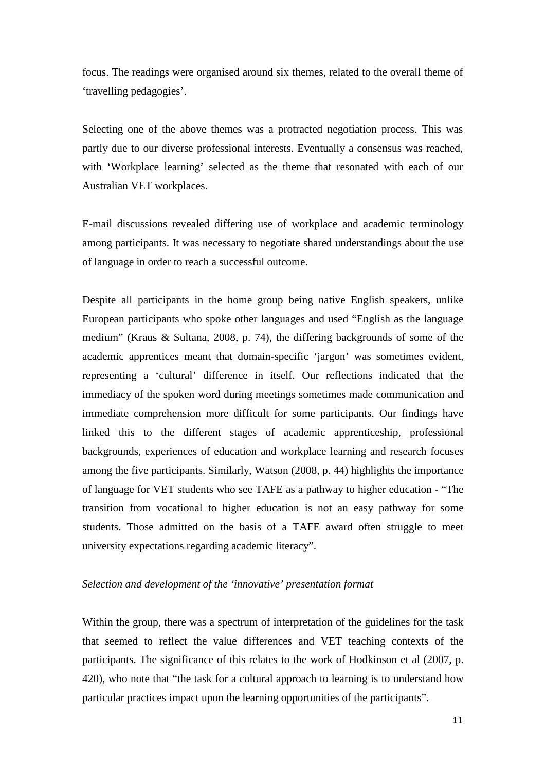focus. The readings were organised around six themes, related to the overall theme of 'travelling pedagogies'.

Selecting one of the above themes was a protracted negotiation process. This was partly due to our diverse professional interests. Eventually a consensus was reached, with 'Workplace learning' selected as the theme that resonated with each of our Australian VET workplaces.

E-mail discussions revealed differing use of workplace and academic terminology among participants. It was necessary to negotiate shared understandings about the use of language in order to reach a successful outcome.

Despite all participants in the home group being native English speakers, unlike European participants who spoke other languages and used "English as the language medium" (Kraus & Sultana, 2008, p. 74), the differing backgrounds of some of the academic apprentices meant that domain-specific 'jargon' was sometimes evident, representing a 'cultural' difference in itself. Our reflections indicated that the immediacy of the spoken word during meetings sometimes made communication and immediate comprehension more difficult for some participants. Our findings have linked this to the different stages of academic apprenticeship, professional backgrounds, experiences of education and workplace learning and research focuses among the five participants. Similarly, Watson (2008, p. 44) highlights the importance of language for VET students who see TAFE as a pathway to higher education - "The transition from vocational to higher education is not an easy pathway for some students. Those admitted on the basis of a TAFE award often struggle to meet university expectations regarding academic literacy".

*Selection and development of the 'innovative' presentation format*

Within the group, there was a spectrum of interpretation of the guidelines for the task that seemed to reflect the value differences and VET teaching contexts of the participants. The significance of this relates to the work of Hodkinson et al (2007, p. 420), who note that "the task for a cultural approach to learning is to understand how particular practices impact upon the learning opportunities of the participants".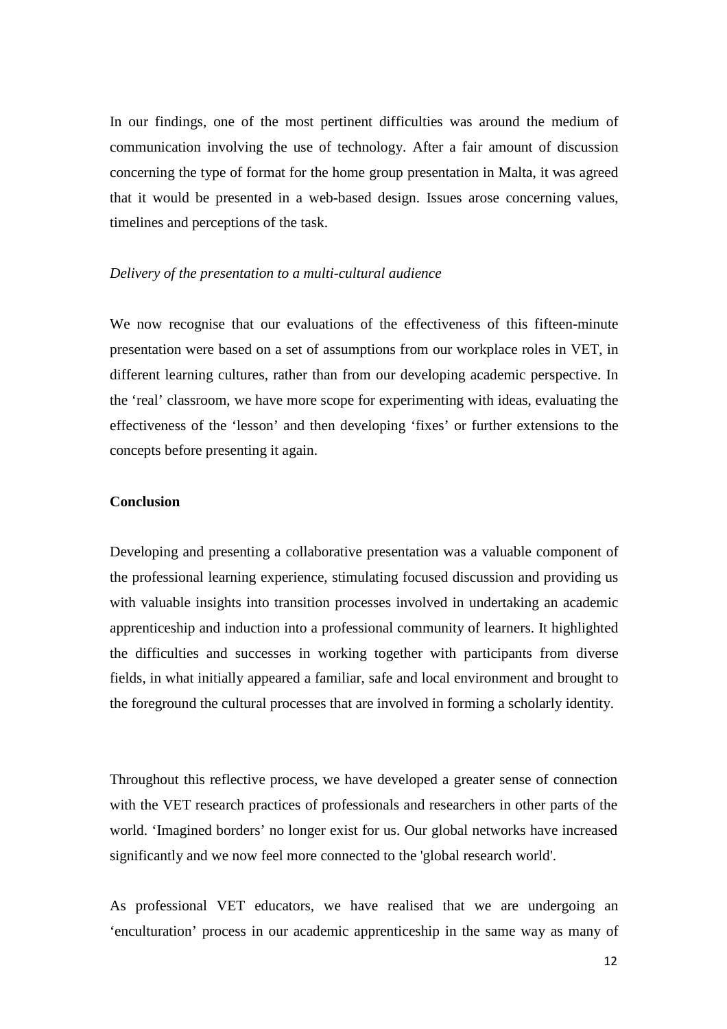In our findings, one of the most pertinent difficulties was around the medium of communication involving the use of technology. After a fair amount of discussion concerning the type of format for the home group presentation in Malta, it was agreed that it would be presented in a web-based design. Issues arose concerning values, timelines and perceptions of the task.

*Delivery of the presentation to a multi-cultural audience*

We now recognise that our evaluations of the effectiveness of this fifteen-minute presentation were based on a set of assumptions from our workplace roles in VET, in different learning cultures, rather than from our developing academic perspective. In the 'real' classroom, we have more scope for experimenting with ideas, evaluating the effectiveness of the 'lesson' and then developing 'fixes' or further extensions to the concepts before presenting it again.

**Conclusion**

Developing and presenting a collaborative presentation was a valuable component of the professional learning experience, stimulating focused discussion and providing us with valuable insights into transition processes involved in undertaking an academic apprenticeship and induction into a professional community of learners. It highlighted the difficulties and successes in working together with participants from diverse fields, in what initially appeared a familiar, safe and local environment and brought to the foreground the cultural processes that are involved in forming a scholarly identity.

Throughout this reflective process, we have developed a greater sense of connection with the VET research practices of professionals and researchers in other parts of the world. 'Imagined borders' no longer exist for us. Our global networks have increased significantly and we now feel more connected to the 'global research world'.

As professional VET educators, we have realised that we are undergoing an 'enculturation' process in our academic apprenticeship in the same way as many of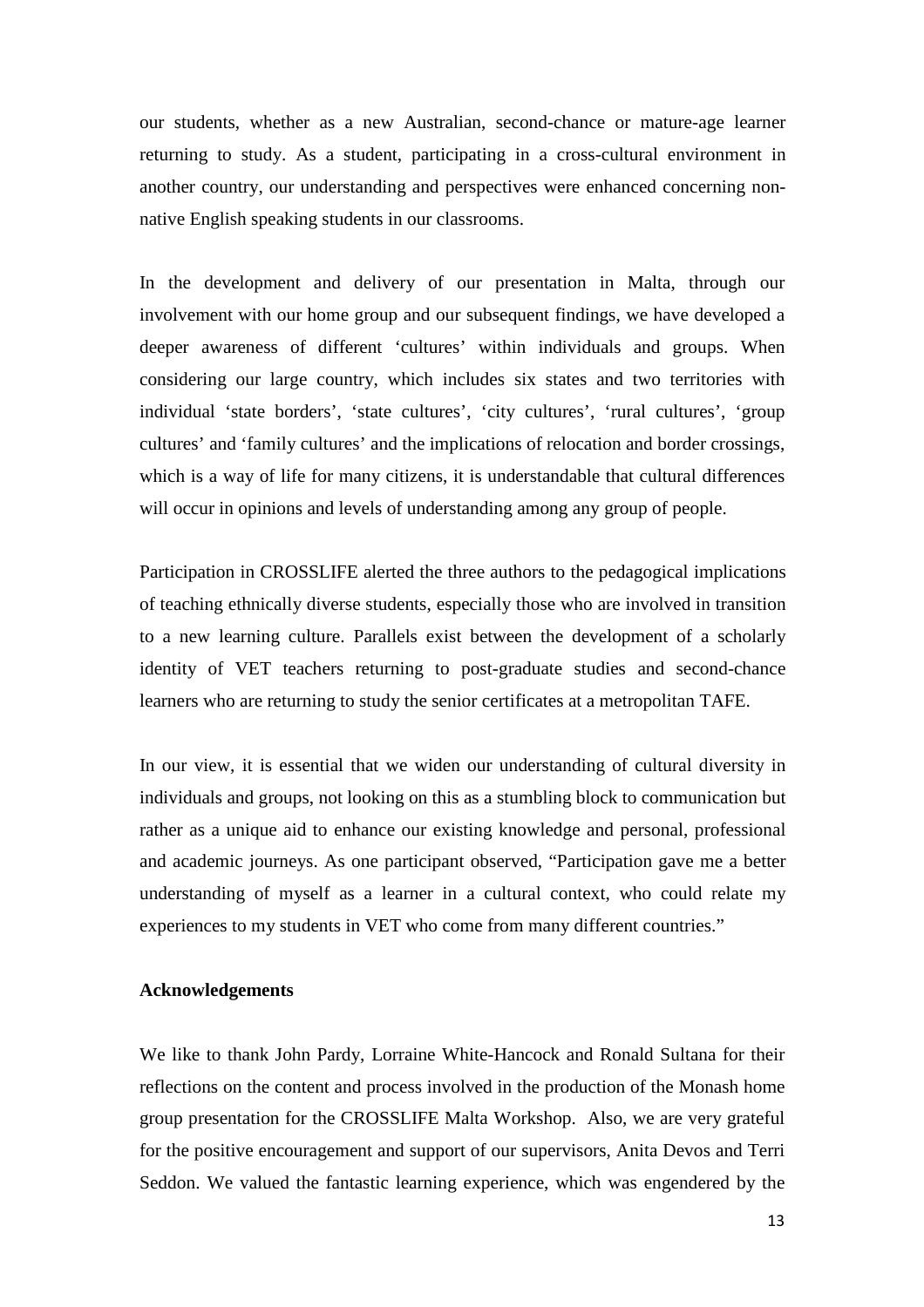our students, whether as a new Australian, second-chance or mature-age learner returning to study. As a student, participating in a cross-cultural environment in another country, our understanding and perspectives were enhanced concerning non-native English speaking students in our classrooms.

In the development and delivery of our presentation in Malta, through our involvement with our home group and our subsequent findings, we have developed a deeper awareness of different 'cultures' within individuals and groups. When considering our large country, which includes six states and two territories with individual 'state borders', 'state cultures', 'city cultures', 'rural cultures', 'group cultures' and 'family cultures' and the implications of relocation and border crossings, which is a way of life for many citizens, it is understandable that cultural differences will occur in opinions and levels of understanding among any group of people.

Participation in CROSSLIFE alerted the three authors to the pedagogical implications of teaching ethnically diverse students, especially those who are involved in transition to a new learning culture. Parallels exist between the development of a scholarly identity of VET teachers returning to post-graduate studies and second-chance learners who are returning to study the senior certificates at a metropolitan TAFE.

In our view, it is essential that we widen our understanding of cultural diversity in individuals and groups, not looking on this as a stumbling block to communication but rather as a unique aid to enhance our existing knowledge and personal, professional and academic journeys. As one participant observed, "Participation gave me a better understanding of myself as a learner in a cultural context, who could relate my experiences to my students in VET who come from many different countries."

**Acknowledgements**

We like to thank John Pardy, Lorraine White-Hancock and Ronald Sultana for their reflections on the content and process involved in the production of the Monash home group presentation for the CROSSLIFE Malta Workshop. Also, we are very grateful for the positive encouragement and support of our supervisors, Anita Devos and Terri Seddon. We valued the fantastic learning experience, which was engendered by the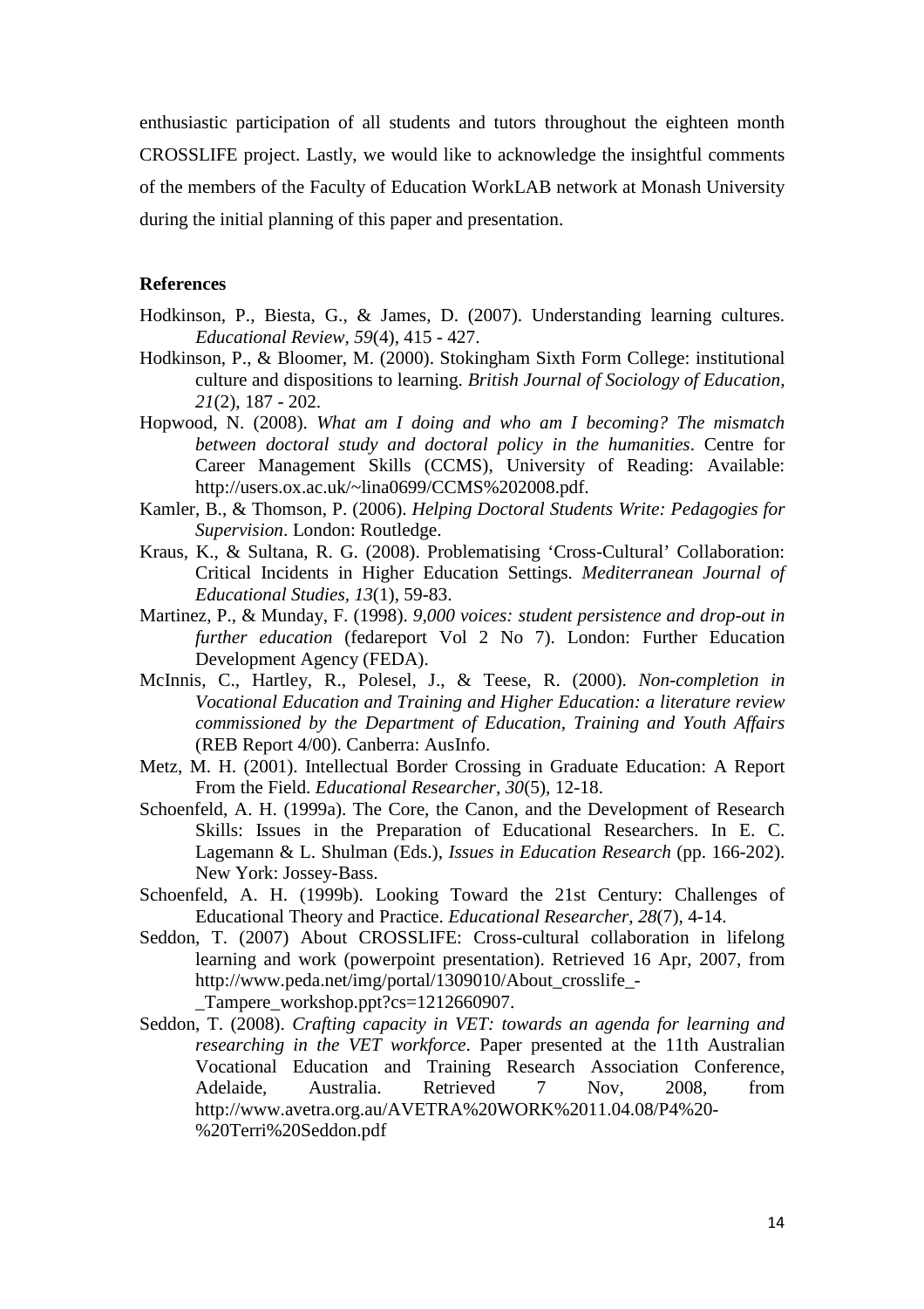enthusiastic participation of all students and tutors throughout the eighteen month CROSSLIFE project. Lastly, we would like to acknowledge the insightful comments of the members of the Faculty of Education WorkLAB network at Monash University during the initial planning of this paper and presentation.

**References**

Hodkinson, P., Biesta, G., & James, D. (2007). Understanding learning cultures. *Educational Review, 59*(4), 415 - 427.

Hodkinson, P., & Bloomer, M. (2000). Stokingham Sixth Form College: institutional culture and dispositions to learning. *British Journal of Sociology of Education, 21*(2), 187 - 202.

Hopwood, N. (2008). *What am I doing and who am I becoming? The mismatch between doctoral study and doctoral policy in the humanities*. Centre for Career Management Skills (CCMS), University of Reading: Available: http://users.ox.ac.uk/~lina0699/CCMS%202008.pdf.

Kamler, B., & Thomson, P. (2006). *Helping Doctoral Students Write: Pedagogies for Supervision*. London: Routledge.

Kraus, K., & Sultana, R. G. (2008). Problematising 'Cross-Cultural' Collaboration: Critical Incidents in Higher Education Settings. *Mediterranean Journal of Educational Studies, 13*(1), 59-83.

Martinez, P., & Munday, F. (1998). *9,000 voices: student persistence and drop-out in further education* (fedareport Vol 2 No 7). London: Further Education Development Agency (FEDA).

McInnis, C., Hartley, R., Polesel, J., & Teese, R. (2000). *Non-completion in Vocational Education and Training and Higher Education: a literature review commissioned by the Department of Education, Training and Youth Affairs* (REB Report 4/00). Canberra: AusInfo.

Metz, M. H. (2001). Intellectual Border Crossing in Graduate Education: A Report From the Field. *Educational Researcher, 30*(5), 12-18.

Schoenfeld, A. H. (1999a). The Core, the Canon, and the Development of Research Skills: Issues in the Preparation of Educational Researchers. In E. C. Lagemann & L. Shulman (Eds.), *Issues in Education Research* (pp. 166-202). New York: Jossey-Bass.

Schoenfeld, A. H. (1999b). Looking Toward the 21st Century: Challenges of Educational Theory and Practice. *Educational Researcher, 28*(7), 4-14.

Seddon, T. (2007) About CROSSLIFE: Cross-cultural collaboration in lifelong learning and work (powerpoint presentation). Retrieved 16 Apr, 2007, from http://www.peda.net/img/portal/1309010/About_crosslife_-_Tampere_workshop.ppt?cs=1212660907.

Seddon, T. (2008). *Crafting capacity in VET: towards an agenda for learning and researching in the VET workforce*. Paper presented at the 11th Australian Vocational Education and Training Research Association Conference, Adelaide, Australia. Retrieved 7 Nov, 2008, from http://www.avetra.org.au/AVETRA%20WORK%2011.04.08/P4%20-%20Terri%20Seddon.pdf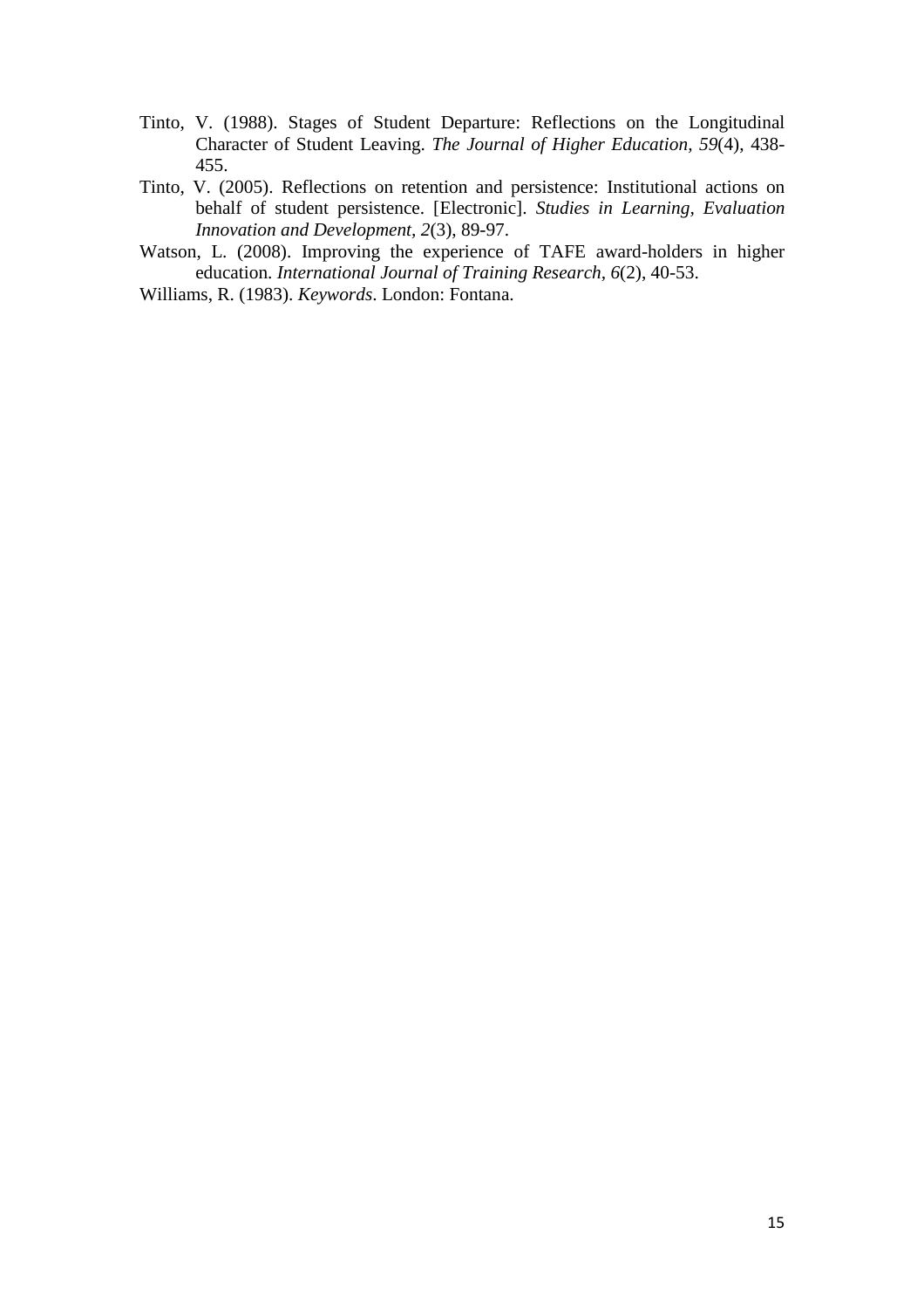Tinto, V. (1988). Stages of Student Departure: Reflections on the Longitudinal Character of Student Leaving. *The Journal of Higher Education, 59*(4), 438-455.

Tinto, V. (2005). Reflections on retention and persistence: Institutional actions on behalf of student persistence. [Electronic]. *Studies in Learning, Evaluation Innovation and Development, 2*(3), 89-97.

Watson, L. (2008). Improving the experience of TAFE award-holders in higher education. *International Journal of Training Research*, *6*(2), 40-53.

Williams, R. (1983). *Keywords*. London: Fontana.